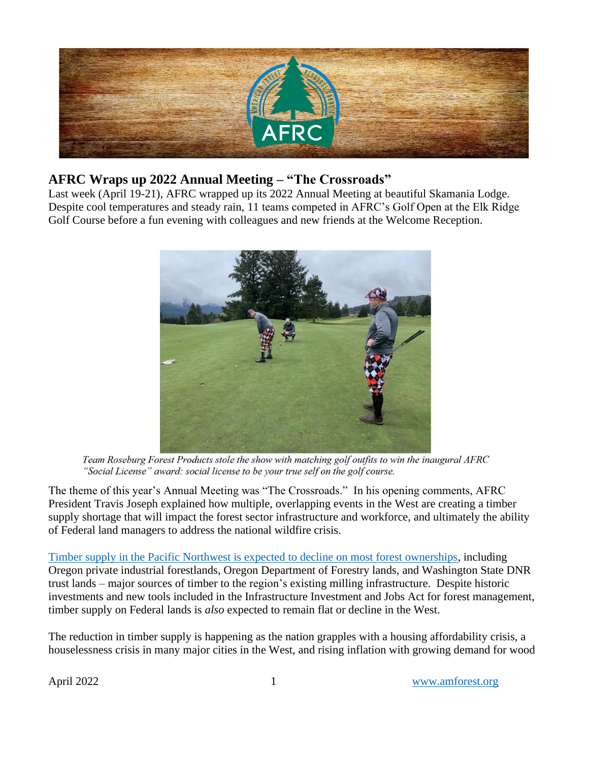## AFRC Wraps up 2022 Annual Meeting – "The Crossroads"

Last week (April 19-21), AFRC wrapped up its 2022 Annual Meeting at beautiful Skamania Lodge. Despite cool temperatures and steady rain, 11 teams competed in AFRC's Golf Open at the Elk Ridge Golf Course before a fun evening with colleagues and new friends at the Welcome Reception.

*Team Roseburg Forest Products stole the show with matching golf outfits to win the inaugural AFRC "Social License" award: social license to be your true self on the golf course.*

The theme of this year's Annual Meeting was "The Crossroads." In his opening comments, AFRC President Travis Joseph explained how multiple, overlapping events in the West are creating a timber supply shortage that will impact the forest sector infrastructure and workforce, and ultimately the ability of Federal land managers to address the national wildfire crisis.

[Timber supply in the Pacific Northwest is expected to decline on most forest ownerships](), including Oregon private industrial forestlands, Oregon Department of Forestry lands, and Washington State DNR trust lands – major sources of timber to the region's existing milling infrastructure. Despite historic investments and new tools included in the Infrastructure Investment and Jobs Act for forest management, timber supply on Federal lands is *also* expected to remain flat or decline in the West.

The reduction in timber supply is happening as the nation grapples with a housing affordability crisis, a houselessness crisis in many major cities in the West, and rising inflation with growing demand for wood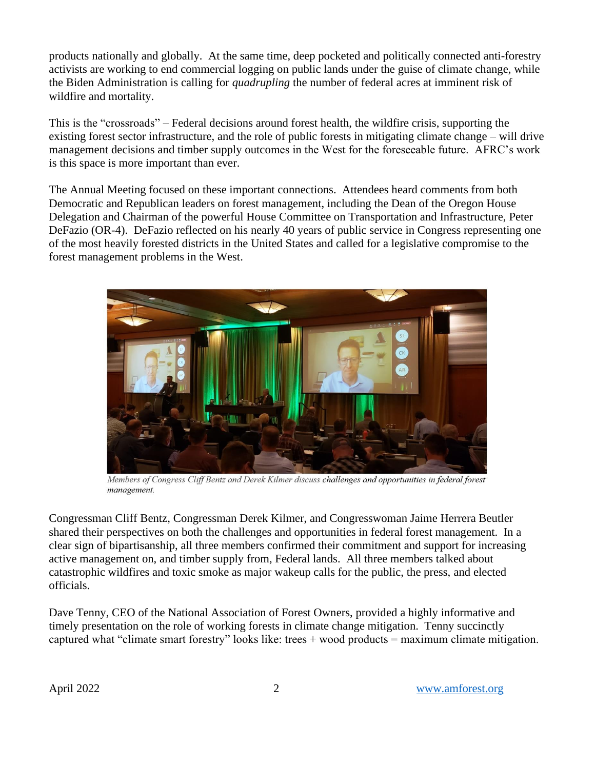products nationally and globally. At the same time, deep pocketed and politically connected anti-forestry activists are working to end commercial logging on public lands under the guise of climate change, while the Biden Administration is calling for *quadrupling* the number of federal acres at imminent risk of wildfire and mortality.

This is the "crossroads" – Federal decisions around forest health, the wildfire crisis, supporting the existing forest sector infrastructure, and the role of public forests in mitigating climate change – will drive management decisions and timber supply outcomes in the West for the foreseeable future. AFRC's work is this space is more important than ever.

The Annual Meeting focused on these important connections. Attendees heard comments from both Democratic and Republican leaders on forest management, including the Dean of the Oregon House Delegation and Chairman of the powerful House Committee on Transportation and Infrastructure, Peter DeFazio (OR-4). DeFazio reflected on his nearly 40 years of public service in Congress representing one of the most heavily forested districts in the United States and called for a legislative compromise to the forest management problems in the West.

*Members of Congress Cliff Bentz and Derek Kilmer discuss challenges and opportunities in federal forest management.*

Congressman Cliff Bentz, Congressman Derek Kilmer, and Congresswoman Jaime Herrera Beutler shared their perspectives on both the challenges and opportunities in federal forest management. In a clear sign of bipartisanship, all three members confirmed their commitment and support for increasing active management on, and timber supply from, Federal lands. All three members talked about catastrophic wildfires and toxic smoke as major wakeup calls for the public, the press, and elected officials.

Dave Tenny, CEO of the National Association of Forest Owners, provided a highly informative and timely presentation on the role of working forests in climate change mitigation. Tenny succinctly captured what "climate smart forestry" looks like: trees + wood products = maximum climate mitigation.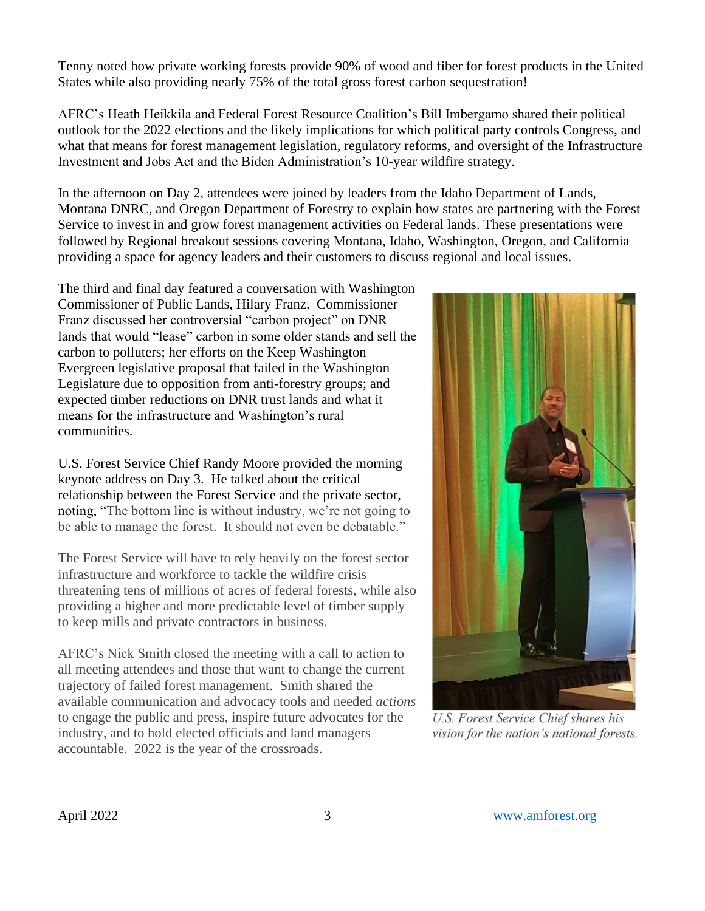Tenny noted how private working forests provide 90% of wood and fiber for forest products in the United States while also providing nearly 75% of the total gross forest carbon sequestration!

AFRC's Heath Heikkila and Federal Forest Resource Coalition's Bill Imbergamo shared their political outlook for the 2022 elections and the likely implications for which political party controls Congress, and what that means for forest management legislation, regulatory reforms, and oversight of the Infrastructure Investment and Jobs Act and the Biden Administration's 10-year wildfire strategy.

In the afternoon on Day 2, attendees were joined by leaders from the Idaho Department of Lands, Montana DNRC, and Oregon Department of Forestry to explain how states are partnering with the Forest Service to invest in and grow forest management activities on Federal lands. These presentations were followed by Regional breakout sessions covering Montana, Idaho, Washington, Oregon, and California – providing a space for agency leaders and their customers to discuss regional and local issues.

The third and final day featured a conversation with Washington Commissioner of Public Lands, Hilary Franz. Commissioner Franz discussed her controversial "carbon project" on DNR lands that would "lease" carbon in some older stands and sell the carbon to polluters; her efforts on the Keep Washington Evergreen legislative proposal that failed in the Washington Legislature due to opposition from anti-forestry groups; and expected timber reductions on DNR trust lands and what it means for the infrastructure and Washington's rural communities.

U.S. Forest Service Chief Randy Moore provided the morning keynote address on Day 3. He talked about the critical relationship between the Forest Service and the private sector, noting, "The bottom line is without industry, we're not going to be able to manage the forest. It should not even be debatable."

The Forest Service will have to rely heavily on the forest sector infrastructure and workforce to tackle the wildfire crisis threatening tens of millions of acres of federal forests, while also providing a higher and more predictable level of timber supply to keep mills and private contractors in business.

AFRC's Nick Smith closed the meeting with a call to action to all meeting attendees and those that want to change the current trajectory of failed forest management. Smith shared the available communication and advocacy tools and needed *actions* to engage the public and press, inspire future advocates for the industry, and to hold elected officials and land managers accountable. 2022 is the year of the crossroads.

*U.S. Forest Service Chief shares his vision for the nation's national forests.*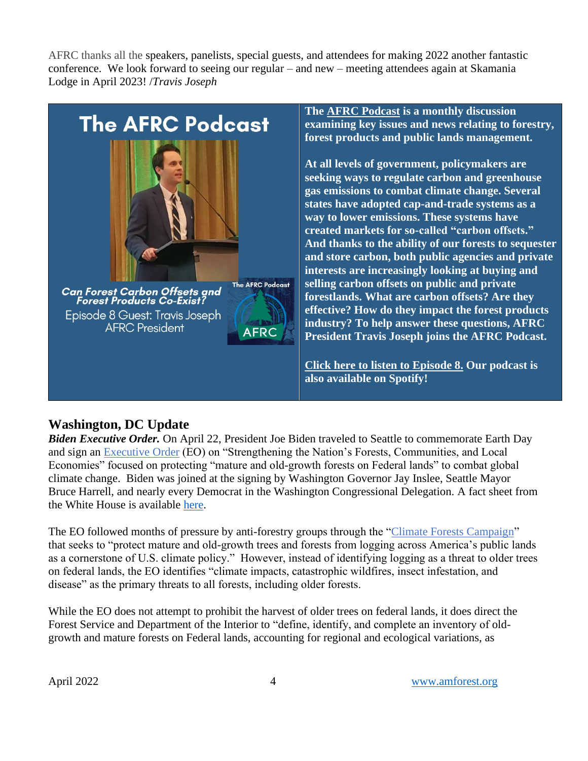AFRC thanks all the speakers, panelists, special guests, and attendees for making 2022 another fantastic conference. We look forward to seeing our regular – and new – meeting attendees again at Skamania Lodge in April 2023! /*Travis Joseph*

**The AFRC Podcast**

***Can Forest Carbon Offsets and Forest Products Co-Exist?***
Episode 8 Guest: Travis Joseph
AFRC President

**The AFRC Podcast is a monthly discussion examining key issues and news relating to forestry, forest products and public lands management.**

**At all levels of government, policymakers are seeking ways to regulate carbon and greenhouse gas emissions to combat climate change. Several states have adopted cap-and-trade systems as a way to lower emissions. These systems have created markets for so-called "carbon offsets." And thanks to the ability of our forests to sequester and store carbon, both public agencies and private interests are increasingly looking at buying and selling carbon offsets on public and private forestlands. What are carbon offsets? Are they effective? How do they impact the forest products industry? To help answer these questions, AFRC President Travis Joseph joins the AFRC Podcast.**

**Click here to listen to Episode 8. Our podcast is also available on Spotify!**

## Washington, DC Update

***Biden Executive Order.*** On April 22, President Joe Biden traveled to Seattle to commemorate Earth Day and sign an Executive Order (EO) on "Strengthening the Nation's Forests, Communities, and Local Economies" focused on protecting "mature and old-growth forests on Federal lands" to combat global climate change. Biden was joined at the signing by Washington Governor Jay Inslee, Seattle Mayor Bruce Harrell, and nearly every Democrat in the Washington Congressional Delegation. A fact sheet from the White House is available here.

The EO followed months of pressure by anti-forestry groups through the "Climate Forests Campaign" that seeks to "protect mature and old-growth trees and forests from logging across America's public lands as a cornerstone of U.S. climate policy." However, instead of identifying logging as a threat to older trees on federal lands, the EO identifies "climate impacts, catastrophic wildfires, insect infestation, and disease" as the primary threats to all forests, including older forests.

While the EO does not attempt to prohibit the harvest of older trees on federal lands, it does direct the Forest Service and Department of the Interior to "define, identify, and complete an inventory of old-growth and mature forests on Federal lands, accounting for regional and ecological variations, as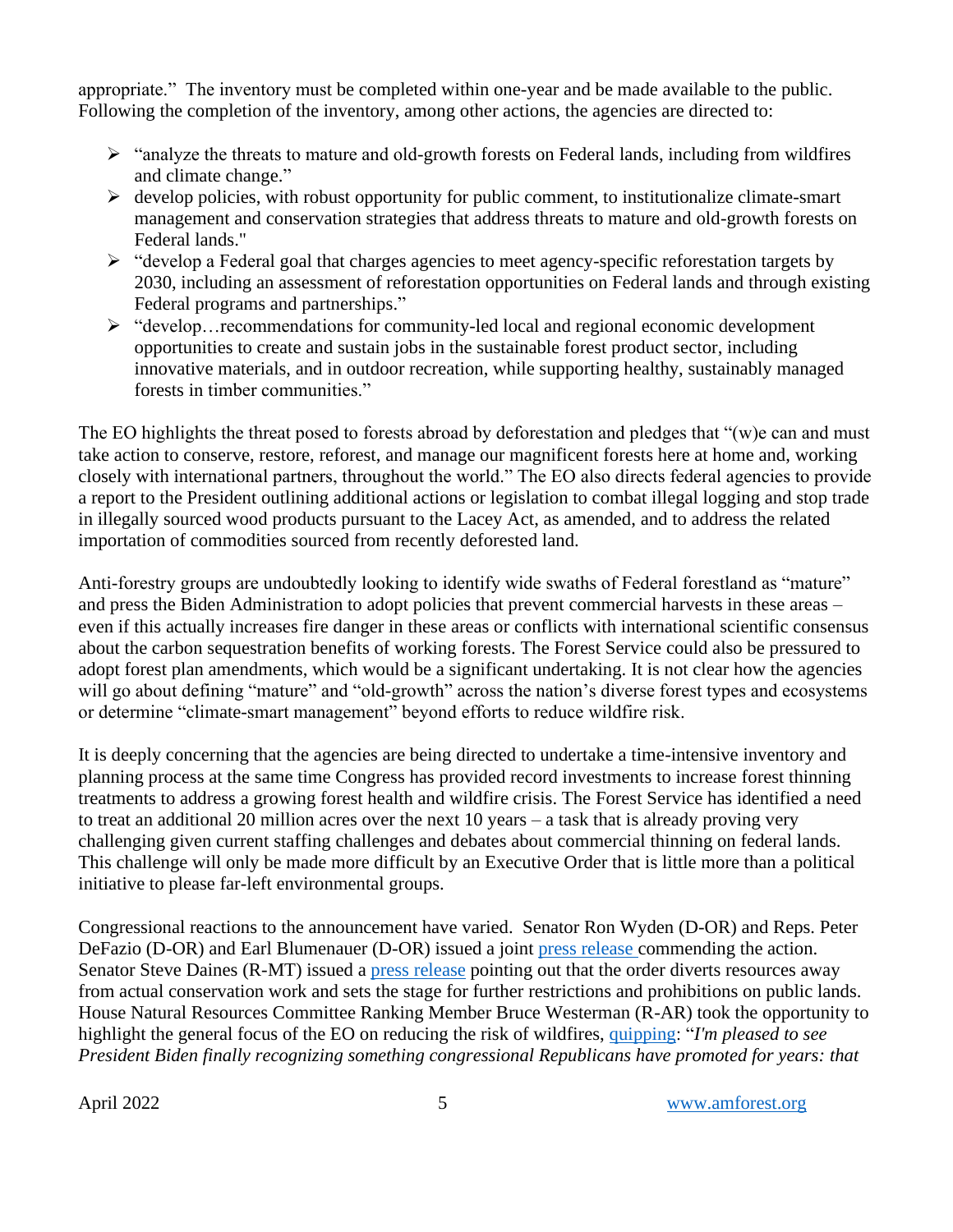appropriate." The inventory must be completed within one-year and be made available to the public. Following the completion of the inventory, among other actions, the agencies are directed to:

- "analyze the threats to mature and old-growth forests on Federal lands, including from wildfires and climate change."
- develop policies, with robust opportunity for public comment, to institutionalize climate-smart management and conservation strategies that address threats to mature and old-growth forests on Federal lands."
- "develop a Federal goal that charges agencies to meet agency-specific reforestation targets by 2030, including an assessment of reforestation opportunities on Federal lands and through existing Federal programs and partnerships."
- "develop…recommendations for community-led local and regional economic development opportunities to create and sustain jobs in the sustainable forest product sector, including innovative materials, and in outdoor recreation, while supporting healthy, sustainably managed forests in timber communities."

The EO highlights the threat posed to forests abroad by deforestation and pledges that "(w)e can and must take action to conserve, restore, reforest, and manage our magnificent forests here at home and, working closely with international partners, throughout the world." The EO also directs federal agencies to provide a report to the President outlining additional actions or legislation to combat illegal logging and stop trade in illegally sourced wood products pursuant to the Lacey Act, as amended, and to address the related importation of commodities sourced from recently deforested land.

Anti-forestry groups are undoubtedly looking to identify wide swaths of Federal forestland as "mature" and press the Biden Administration to adopt policies that prevent commercial harvests in these areas – even if this actually increases fire danger in these areas or conflicts with international scientific consensus about the carbon sequestration benefits of working forests. The Forest Service could also be pressured to adopt forest plan amendments, which would be a significant undertaking. It is not clear how the agencies will go about defining "mature" and "old-growth" across the nation's diverse forest types and ecosystems or determine "climate-smart management" beyond efforts to reduce wildfire risk.

It is deeply concerning that the agencies are being directed to undertake a time-intensive inventory and planning process at the same time Congress has provided record investments to increase forest thinning treatments to address a growing forest health and wildfire crisis. The Forest Service has identified a need to treat an additional 20 million acres over the next 10 years – a task that is already proving very challenging given current staffing challenges and debates about commercial thinning on federal lands. This challenge will only be made more difficult by an Executive Order that is little more than a political initiative to please far-left environmental groups.

Congressional reactions to the announcement have varied. Senator Ron Wyden (D-OR) and Reps. Peter DeFazio (D-OR) and Earl Blumenauer (D-OR) issued a joint press release commending the action. Senator Steve Daines (R-MT) issued a press release pointing out that the order diverts resources away from actual conservation work and sets the stage for further restrictions and prohibitions on public lands. House Natural Resources Committee Ranking Member Bruce Westerman (R-AR) took the opportunity to highlight the general focus of the EO on reducing the risk of wildfires, quipping: "*I'm pleased to see President Biden finally recognizing something congressional Republicans have promoted for years: that*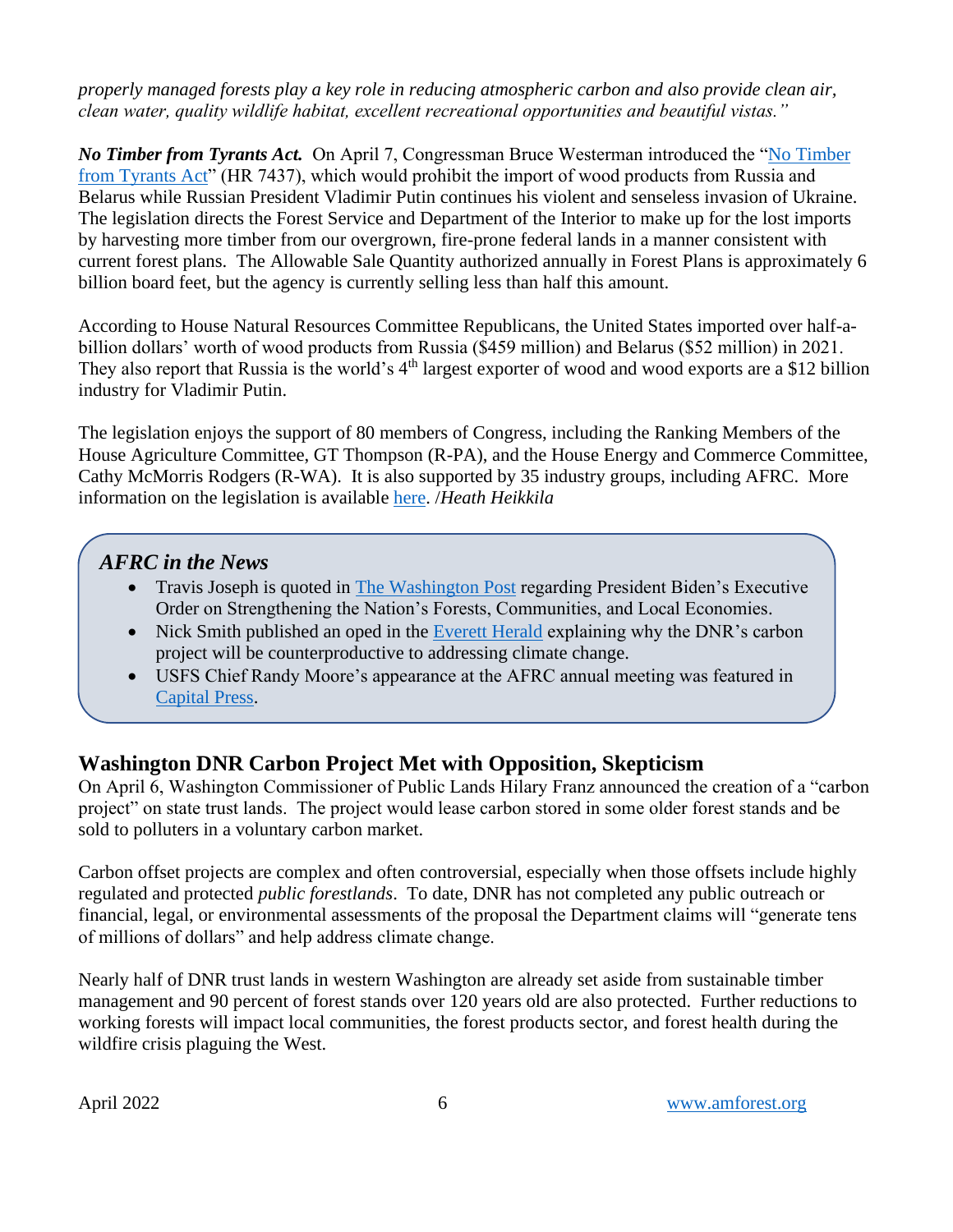*properly managed forests play a key role in reducing atmospheric carbon and also provide clean air, clean water, quality wildlife habitat, excellent recreational opportunities and beautiful vistas."*

***No Timber from Tyrants Act.*** On April 7, Congressman Bruce Westerman introduced the "No Timber from Tyrants Act" (HR 7437), which would prohibit the import of wood products from Russia and Belarus while Russian President Vladimir Putin continues his violent and senseless invasion of Ukraine. The legislation directs the Forest Service and Department of the Interior to make up for the lost imports by harvesting more timber from our overgrown, fire-prone federal lands in a manner consistent with current forest plans. The Allowable Sale Quantity authorized annually in Forest Plans is approximately 6 billion board feet, but the agency is currently selling less than half this amount.

According to House Natural Resources Committee Republicans, the United States imported over half-a-billion dollars' worth of wood products from Russia ($459 million) and Belarus ($52 million) in 2021. They also report that Russia is the world's 4th largest exporter of wood and wood exports are a $12 billion industry for Vladimir Putin.

The legislation enjoys the support of 80 members of Congress, including the Ranking Members of the House Agriculture Committee, GT Thompson (R-PA), and the House Energy and Commerce Committee, Cathy McMorris Rodgers (R-WA). It is also supported by 35 industry groups, including AFRC. More information on the legislation is available here. /*Heath Heikkila*

### *AFRC in the News*

- Travis Joseph is quoted in The Washington Post regarding President Biden's Executive Order on Strengthening the Nation's Forests, Communities, and Local Economies.
- Nick Smith published an oped in the Everett Herald explaining why the DNR's carbon project will be counterproductive to addressing climate change.
- USFS Chief Randy Moore's appearance at the AFRC annual meeting was featured in Capital Press.

## Washington DNR Carbon Project Met with Opposition, Skepticism

On April 6, Washington Commissioner of Public Lands Hilary Franz announced the creation of a "carbon project" on state trust lands. The project would lease carbon stored in some older forest stands and be sold to polluters in a voluntary carbon market.

Carbon offset projects are complex and often controversial, especially when those offsets include highly regulated and protected *public forestlands*. To date, DNR has not completed any public outreach or financial, legal, or environmental assessments of the proposal the Department claims will "generate tens of millions of dollars" and help address climate change.

Nearly half of DNR trust lands in western Washington are already set aside from sustainable timber management and 90 percent of forest stands over 120 years old are also protected. Further reductions to working forests will impact local communities, the forest products sector, and forest health during the wildfire crisis plaguing the West.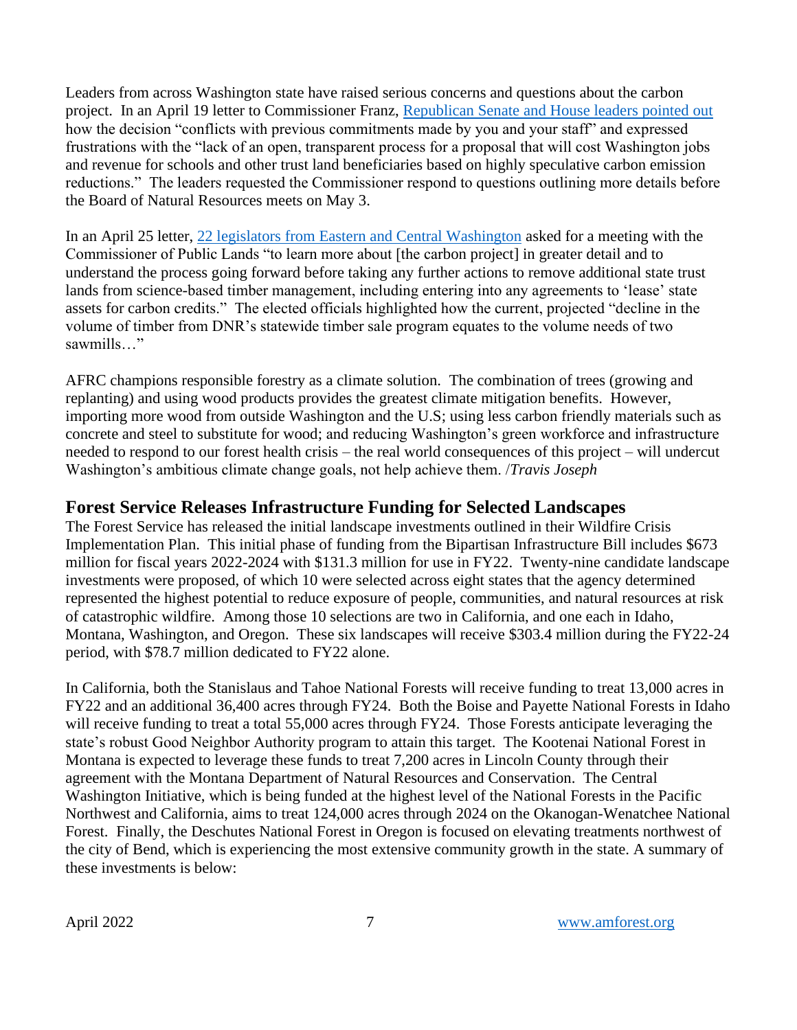Leaders from across Washington state have raised serious concerns and questions about the carbon project. In an April 19 letter to Commissioner Franz, [Republican Senate and House leaders pointed out](#) how the decision "conflicts with previous commitments made by you and your staff" and expressed frustrations with the "lack of an open, transparent process for a proposal that will cost Washington jobs and revenue for schools and other trust land beneficiaries based on highly speculative carbon emission reductions." The leaders requested the Commissioner respond to questions outlining more details before the Board of Natural Resources meets on May 3.

In an April 25 letter, [22 legislators from Eastern and Central Washington](#) asked for a meeting with the Commissioner of Public Lands "to learn more about [the carbon project] in greater detail and to understand the process going forward before taking any further actions to remove additional state trust lands from science-based timber management, including entering into any agreements to 'lease' state assets for carbon credits." The elected officials highlighted how the current, projected "decline in the volume of timber from DNR's statewide timber sale program equates to the volume needs of two sawmills…"

AFRC champions responsible forestry as a climate solution. The combination of trees (growing and replanting) and using wood products provides the greatest climate mitigation benefits. However, importing more wood from outside Washington and the U.S; using less carbon friendly materials such as concrete and steel to substitute for wood; and reducing Washington's green workforce and infrastructure needed to respond to our forest health crisis – the real world consequences of this project – will undercut Washington's ambitious climate change goals, not help achieve them. /*Travis Joseph*

## Forest Service Releases Infrastructure Funding for Selected Landscapes

The Forest Service has released the initial landscape investments outlined in their Wildfire Crisis Implementation Plan. This initial phase of funding from the Bipartisan Infrastructure Bill includes $673 million for fiscal years 2022-2024 with $131.3 million for use in FY22. Twenty-nine candidate landscape investments were proposed, of which 10 were selected across eight states that the agency determined represented the highest potential to reduce exposure of people, communities, and natural resources at risk of catastrophic wildfire. Among those 10 selections are two in California, and one each in Idaho, Montana, Washington, and Oregon. These six landscapes will receive $303.4 million during the FY22-24 period, with $78.7 million dedicated to FY22 alone.

In California, both the Stanislaus and Tahoe National Forests will receive funding to treat 13,000 acres in FY22 and an additional 36,400 acres through FY24. Both the Boise and Payette National Forests in Idaho will receive funding to treat a total 55,000 acres through FY24. Those Forests anticipate leveraging the state's robust Good Neighbor Authority program to attain this target. The Kootenai National Forest in Montana is expected to leverage these funds to treat 7,200 acres in Lincoln County through their agreement with the Montana Department of Natural Resources and Conservation. The Central Washington Initiative, which is being funded at the highest level of the National Forests in the Pacific Northwest and California, aims to treat 124,000 acres through 2024 on the Okanogan-Wenatchee National Forest. Finally, the Deschutes National Forest in Oregon is focused on elevating treatments northwest of the city of Bend, which is experiencing the most extensive community growth in the state. A summary of these investments is below: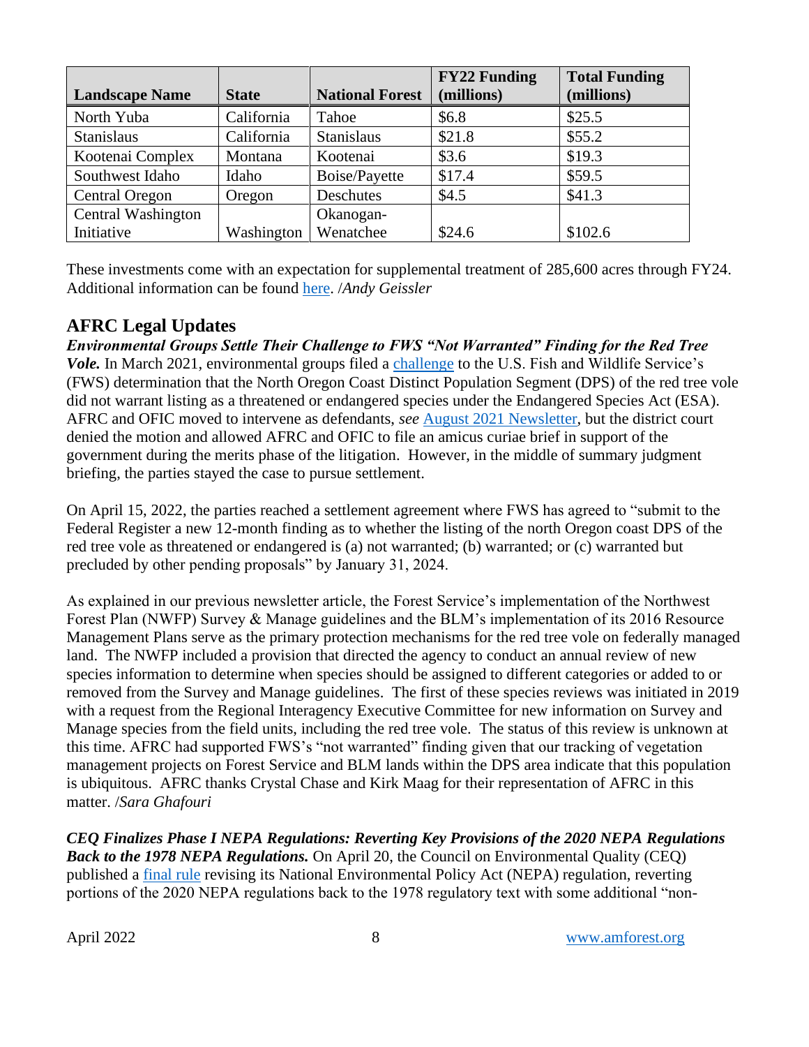| Landscape Name | State | National Forest | FY22 Funding (millions) | Total Funding (millions) |
|---|---|---|---|---|
| North Yuba | California | Tahoe | $6.8 | $25.5 |
| Stanislaus | California | Stanislaus | $21.8 | $55.2 |
| Kootenai Complex | Montana | Kootenai | $3.6 | $19.3 |
| Southwest Idaho | Idaho | Boise/Payette | $17.4 | $59.5 |
| Central Oregon | Oregon | Deschutes | $4.5 | $41.3 |
| Central Washington Initiative | Washington | Okanogan-Wenatchee | $24.6 | $102.6 |

These investments come with an expectation for supplemental treatment of 285,600 acres through FY24. Additional information can be found here. /*Andy Geissler*

## AFRC Legal Updates

***Environmental Groups Settle Their Challenge to FWS "Not Warranted" Finding for the Red Tree Vole.*** In March 2021, environmental groups filed a challenge to the U.S. Fish and Wildlife Service's (FWS) determination that the North Oregon Coast Distinct Population Segment (DPS) of the red tree vole did not warrant listing as a threatened or endangered species under the Endangered Species Act (ESA). AFRC and OFIC moved to intervene as defendants, *see* August 2021 Newsletter, but the district court denied the motion and allowed AFRC and OFIC to file an amicus curiae brief in support of the government during the merits phase of the litigation. However, in the middle of summary judgment briefing, the parties stayed the case to pursue settlement.

On April 15, 2022, the parties reached a settlement agreement where FWS has agreed to "submit to the Federal Register a new 12-month finding as to whether the listing of the north Oregon coast DPS of the red tree vole as threatened or endangered is (a) not warranted; (b) warranted; or (c) warranted but precluded by other pending proposals" by January 31, 2024.

As explained in our previous newsletter article, the Forest Service's implementation of the Northwest Forest Plan (NWFP) Survey & Manage guidelines and the BLM's implementation of its 2016 Resource Management Plans serve as the primary protection mechanisms for the red tree vole on federally managed land. The NWFP included a provision that directed the agency to conduct an annual review of new species information to determine when species should be assigned to different categories or added to or removed from the Survey and Manage guidelines. The first of these species reviews was initiated in 2019 with a request from the Regional Interagency Executive Committee for new information on Survey and Manage species from the field units, including the red tree vole. The status of this review is unknown at this time. AFRC had supported FWS's "not warranted" finding given that our tracking of vegetation management projects on Forest Service and BLM lands within the DPS area indicate that this population is ubiquitous. AFRC thanks Crystal Chase and Kirk Maag for their representation of AFRC in this matter. /*Sara Ghafouri*

***CEQ Finalizes Phase I NEPA Regulations: Reverting Key Provisions of the 2020 NEPA Regulations Back to the 1978 NEPA Regulations.*** On April 20, the Council on Environmental Quality (CEQ) published a final rule revising its National Environmental Policy Act (NEPA) regulation, reverting portions of the 2020 NEPA regulations back to the 1978 regulatory text with some additional "non-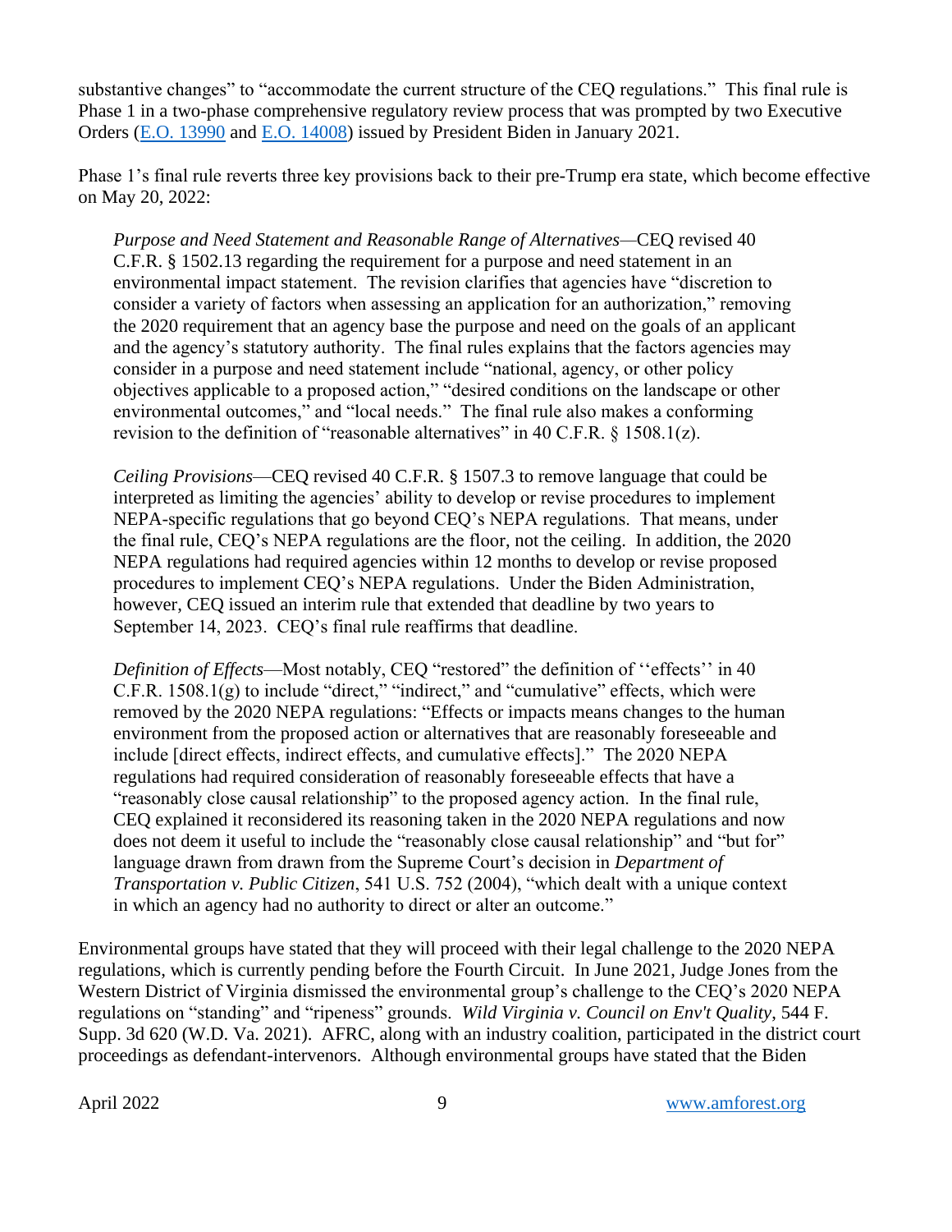substantive changes" to "accommodate the current structure of the CEQ regulations." This final rule is Phase 1 in a two-phase comprehensive regulatory review process that was prompted by two Executive Orders (E.O. 13990 and E.O. 14008) issued by President Biden in January 2021.

Phase 1's final rule reverts three key provisions back to their pre-Trump era state, which become effective on May 20, 2022:

> *Purpose and Need Statement and Reasonable Range of Alternatives*—CEQ revised 40 C.F.R. § 1502.13 regarding the requirement for a purpose and need statement in an environmental impact statement. The revision clarifies that agencies have "discretion to consider a variety of factors when assessing an application for an authorization," removing the 2020 requirement that an agency base the purpose and need on the goals of an applicant and the agency's statutory authority. The final rules explains that the factors agencies may consider in a purpose and need statement include "national, agency, or other policy objectives applicable to a proposed action," "desired conditions on the landscape or other environmental outcomes," and "local needs." The final rule also makes a conforming revision to the definition of "reasonable alternatives" in 40 C.F.R. § 1508.1(z).
>
> *Ceiling Provisions*—CEQ revised 40 C.F.R. § 1507.3 to remove language that could be interpreted as limiting the agencies' ability to develop or revise procedures to implement NEPA-specific regulations that go beyond CEQ's NEPA regulations. That means, under the final rule, CEQ's NEPA regulations are the floor, not the ceiling. In addition, the 2020 NEPA regulations had required agencies within 12 months to develop or revise proposed procedures to implement CEQ's NEPA regulations. Under the Biden Administration, however, CEQ issued an interim rule that extended that deadline by two years to September 14, 2023. CEQ's final rule reaffirms that deadline.
>
> *Definition of Effects*—Most notably, CEQ "restored" the definition of ''effects'' in 40 C.F.R. 1508.1(g) to include "direct," "indirect," and "cumulative" effects, which were removed by the 2020 NEPA regulations: "Effects or impacts means changes to the human environment from the proposed action or alternatives that are reasonably foreseeable and include [direct effects, indirect effects, and cumulative effects]." The 2020 NEPA regulations had required consideration of reasonably foreseeable effects that have a "reasonably close causal relationship" to the proposed agency action. In the final rule, CEQ explained it reconsidered its reasoning taken in the 2020 NEPA regulations and now does not deem it useful to include the "reasonably close causal relationship" and "but for" language drawn from drawn from the Supreme Court's decision in *Department of Transportation v. Public Citizen*, 541 U.S. 752 (2004), "which dealt with a unique context in which an agency had no authority to direct or alter an outcome."

Environmental groups have stated that they will proceed with their legal challenge to the 2020 NEPA regulations, which is currently pending before the Fourth Circuit. In June 2021, Judge Jones from the Western District of Virginia dismissed the environmental group's challenge to the CEQ's 2020 NEPA regulations on "standing" and "ripeness" grounds. *Wild Virginia v. Council on Env't Quality*, 544 F. Supp. 3d 620 (W.D. Va. 2021). AFRC, along with an industry coalition, participated in the district court proceedings as defendant-intervenors. Although environmental groups have stated that the Biden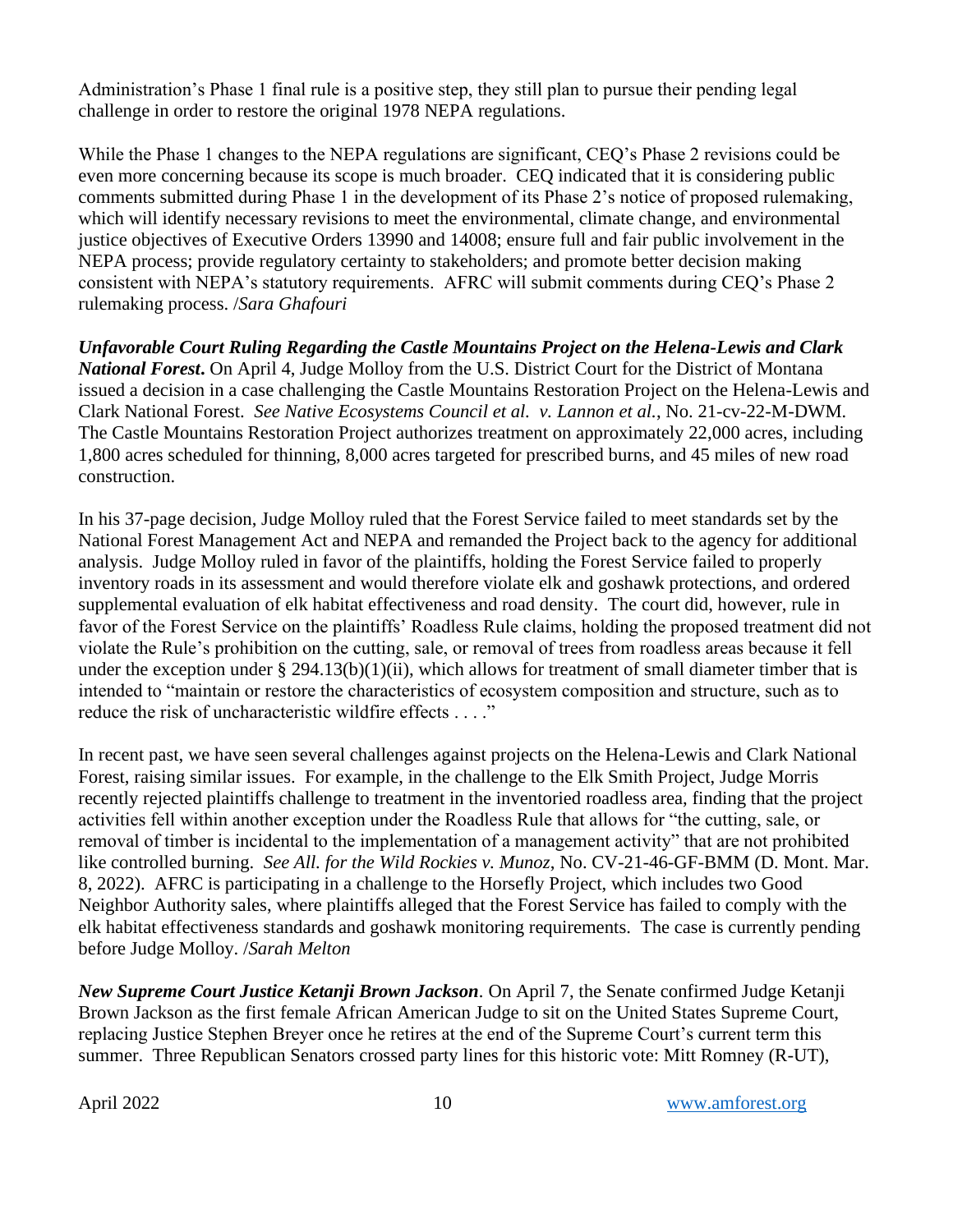Administration's Phase 1 final rule is a positive step, they still plan to pursue their pending legal challenge in order to restore the original 1978 NEPA regulations.

While the Phase 1 changes to the NEPA regulations are significant, CEQ's Phase 2 revisions could be even more concerning because its scope is much broader. CEQ indicated that it is considering public comments submitted during Phase 1 in the development of its Phase 2's notice of proposed rulemaking, which will identify necessary revisions to meet the environmental, climate change, and environmental justice objectives of Executive Orders 13990 and 14008; ensure full and fair public involvement in the NEPA process; provide regulatory certainty to stakeholders; and promote better decision making consistent with NEPA's statutory requirements. AFRC will submit comments during CEQ's Phase 2 rulemaking process. /*Sara Ghafouri*

***Unfavorable Court Ruling Regarding the Castle Mountains Project on the Helena-Lewis and Clark National Forest*.** On April 4, Judge Molloy from the U.S. District Court for the District of Montana issued a decision in a case challenging the Castle Mountains Restoration Project on the Helena-Lewis and Clark National Forest. *See Native Ecosystems Council et al. v. Lannon et al.*, No. 21-cv-22-M-DWM. The Castle Mountains Restoration Project authorizes treatment on approximately 22,000 acres, including 1,800 acres scheduled for thinning, 8,000 acres targeted for prescribed burns, and 45 miles of new road construction.

In his 37-page decision, Judge Molloy ruled that the Forest Service failed to meet standards set by the National Forest Management Act and NEPA and remanded the Project back to the agency for additional analysis. Judge Molloy ruled in favor of the plaintiffs, holding the Forest Service failed to properly inventory roads in its assessment and would therefore violate elk and goshawk protections, and ordered supplemental evaluation of elk habitat effectiveness and road density. The court did, however, rule in favor of the Forest Service on the plaintiffs' Roadless Rule claims, holding the proposed treatment did not violate the Rule's prohibition on the cutting, sale, or removal of trees from roadless areas because it fell under the exception under § 294.13(b)(1)(ii), which allows for treatment of small diameter timber that is intended to "maintain or restore the characteristics of ecosystem composition and structure, such as to reduce the risk of uncharacteristic wildfire effects . . . ."

In recent past, we have seen several challenges against projects on the Helena-Lewis and Clark National Forest, raising similar issues. For example, in the challenge to the Elk Smith Project, Judge Morris recently rejected plaintiffs challenge to treatment in the inventoried roadless area, finding that the project activities fell within another exception under the Roadless Rule that allows for "the cutting, sale, or removal of timber is incidental to the implementation of a management activity" that are not prohibited like controlled burning. *See All. for the Wild Rockies v. Munoz*, No. CV-21-46-GF-BMM (D. Mont. Mar. 8, 2022). AFRC is participating in a challenge to the Horsefly Project, which includes two Good Neighbor Authority sales, where plaintiffs alleged that the Forest Service has failed to comply with the elk habitat effectiveness standards and goshawk monitoring requirements. The case is currently pending before Judge Molloy. /*Sarah Melton*

***New Supreme Court Justice Ketanji Brown Jackson*.** On April 7, the Senate confirmed Judge Ketanji Brown Jackson as the first female African American Judge to sit on the United States Supreme Court, replacing Justice Stephen Breyer once he retires at the end of the Supreme Court's current term this summer. Three Republican Senators crossed party lines for this historic vote: Mitt Romney (R-UT),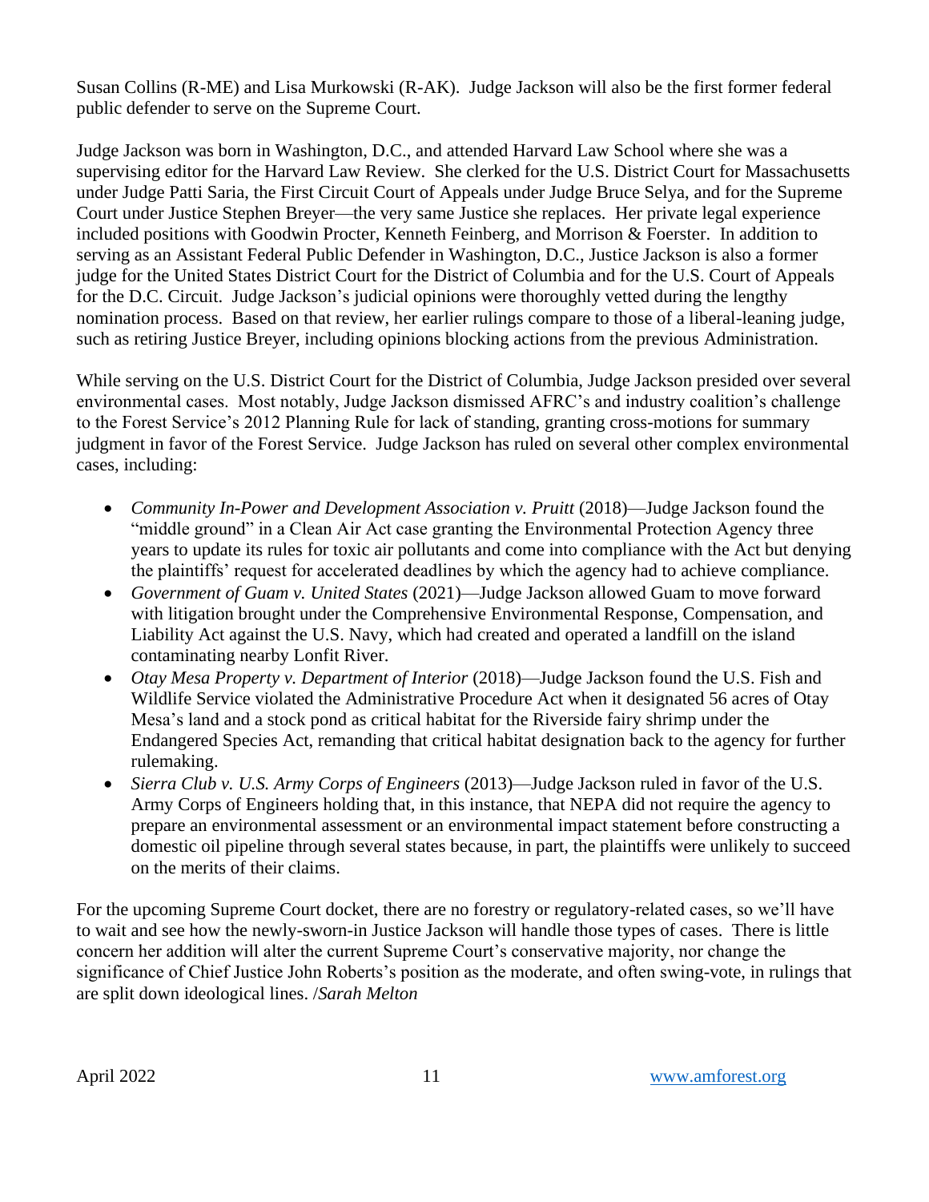Susan Collins (R-ME) and Lisa Murkowski (R-AK). Judge Jackson will also be the first former federal public defender to serve on the Supreme Court.

Judge Jackson was born in Washington, D.C., and attended Harvard Law School where she was a supervising editor for the Harvard Law Review. She clerked for the U.S. District Court for Massachusetts under Judge Patti Saria, the First Circuit Court of Appeals under Judge Bruce Selya, and for the Supreme Court under Justice Stephen Breyer—the very same Justice she replaces. Her private legal experience included positions with Goodwin Procter, Kenneth Feinberg, and Morrison & Foerster. In addition to serving as an Assistant Federal Public Defender in Washington, D.C., Justice Jackson is also a former judge for the United States District Court for the District of Columbia and for the U.S. Court of Appeals for the D.C. Circuit. Judge Jackson's judicial opinions were thoroughly vetted during the lengthy nomination process. Based on that review, her earlier rulings compare to those of a liberal-leaning judge, such as retiring Justice Breyer, including opinions blocking actions from the previous Administration.

While serving on the U.S. District Court for the District of Columbia, Judge Jackson presided over several environmental cases. Most notably, Judge Jackson dismissed AFRC's and industry coalition's challenge to the Forest Service's 2012 Planning Rule for lack of standing, granting cross-motions for summary judgment in favor of the Forest Service. Judge Jackson has ruled on several other complex environmental cases, including:

- *Community In-Power and Development Association v. Pruitt* (2018)—Judge Jackson found the "middle ground" in a Clean Air Act case granting the Environmental Protection Agency three years to update its rules for toxic air pollutants and come into compliance with the Act but denying the plaintiffs' request for accelerated deadlines by which the agency had to achieve compliance.
- *Government of Guam v. United States* (2021)—Judge Jackson allowed Guam to move forward with litigation brought under the Comprehensive Environmental Response, Compensation, and Liability Act against the U.S. Navy, which had created and operated a landfill on the island contaminating nearby Lonfit River.
- *Otay Mesa Property v. Department of Interior* (2018)—Judge Jackson found the U.S. Fish and Wildlife Service violated the Administrative Procedure Act when it designated 56 acres of Otay Mesa's land and a stock pond as critical habitat for the Riverside fairy shrimp under the Endangered Species Act, remanding that critical habitat designation back to the agency for further rulemaking.
- *Sierra Club v. U.S. Army Corps of Engineers* (2013)—Judge Jackson ruled in favor of the U.S. Army Corps of Engineers holding that, in this instance, that NEPA did not require the agency to prepare an environmental assessment or an environmental impact statement before constructing a domestic oil pipeline through several states because, in part, the plaintiffs were unlikely to succeed on the merits of their claims.

For the upcoming Supreme Court docket, there are no forestry or regulatory-related cases, so we'll have to wait and see how the newly-sworn-in Justice Jackson will handle those types of cases. There is little concern her addition will alter the current Supreme Court's conservative majority, nor change the significance of Chief Justice John Roberts's position as the moderate, and often swing-vote, in rulings that are split down ideological lines. /*Sarah Melton*